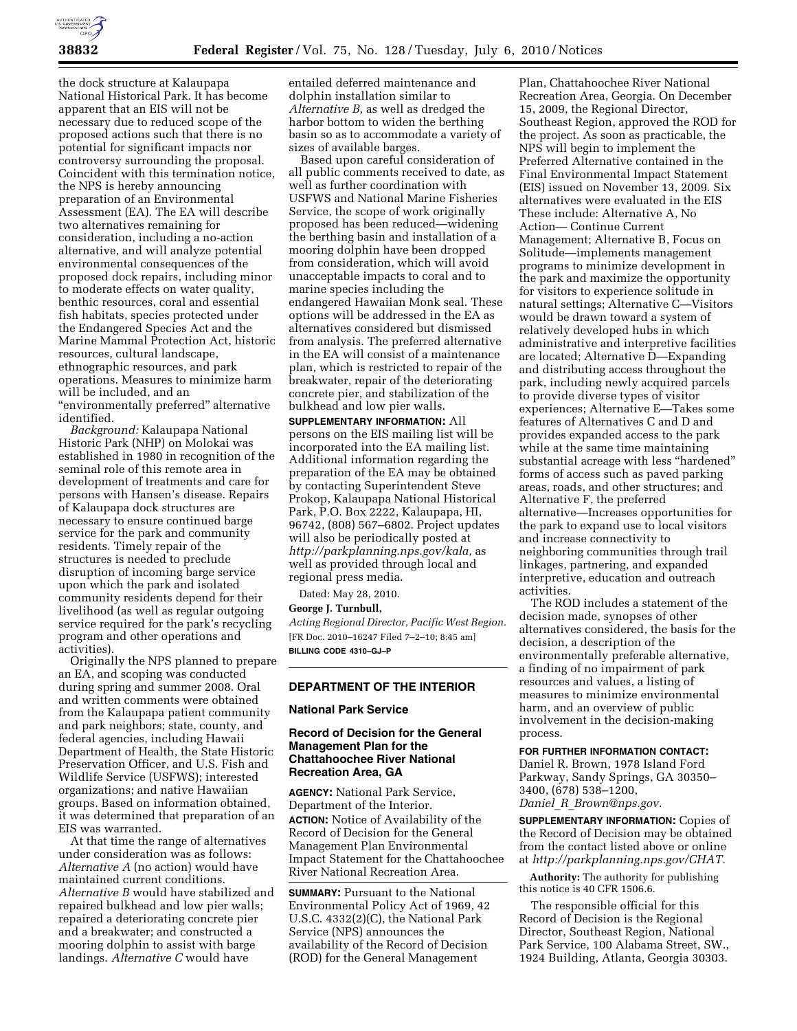the dock structure at Kalaupapa National Historical Park. It has become apparent that an EIS will not be necessary due to reduced scope of the proposed actions such that there is no potential for significant impacts nor controversy surrounding the proposal. Coincident with this termination notice, the NPS is hereby announcing preparation of an Environmental Assessment (EA). The EA will describe two alternatives remaining for consideration, including a no-action alternative, and will analyze potential environmental consequences of the proposed dock repairs, including minor to moderate effects on water quality, benthic resources, coral and essential fish habitats, species protected under the Endangered Species Act and the Marine Mammal Protection Act, historic resources, cultural landscape, ethnographic resources, and park operations. Measures to minimize harm will be included, and an "environmentally preferred" alternative identified.

*Background:* Kalaupapa National Historic Park (NHP) on Molokai was established in 1980 in recognition of the seminal role of this remote area in development of treatments and care for persons with Hansen's disease. Repairs of Kalaupapa dock structures are necessary to ensure continued barge service for the park and community residents. Timely repair of the structures is needed to preclude disruption of incoming barge service upon which the park and isolated community residents depend for their livelihood (as well as regular outgoing service required for the park's recycling program and other operations and activities).

Originally the NPS planned to prepare an EA, and scoping was conducted during spring and summer 2008. Oral and written comments were obtained from the Kalaupapa patient community and park neighbors; state, county, and federal agencies, including Hawaii Department of Health, the State Historic Preservation Officer, and U.S. Fish and Wildlife Service (USFWS); interested organizations; and native Hawaiian groups. Based on information obtained, it was determined that preparation of an EIS was warranted.

At that time the range of alternatives under consideration was as follows: *Alternative A* (no action) would have maintained current conditions. *Alternative B* would have stabilized and repaired bulkhead and low pier walls; repaired a deteriorating concrete pier and a breakwater; and constructed a mooring dolphin to assist with barge landings. *Alternative C* would have entailed deferred maintenance and dolphin installation similar to *Alternative B,* as well as dredged the harbor bottom to widen the berthing basin so as to accommodate a variety of sizes of available barges.

Based upon careful consideration of all public comments received to date, as well as further coordination with USFWS and National Marine Fisheries Service, the scope of work originally proposed has been reduced—widening the berthing basin and installation of a mooring dolphin have been dropped from consideration, which will avoid unacceptable impacts to coral and to marine species including the endangered Hawaiian Monk seal. These options will be addressed in the EA as alternatives considered but dismissed from analysis. The preferred alternative in the EA will consist of a maintenance plan, which is restricted to repair of the breakwater, repair of the deteriorating concrete pier, and stabilization of the bulkhead and low pier walls.

**SUPPLEMENTARY INFORMATION:** All persons on the EIS mailing list will be incorporated into the EA mailing list. Additional information regarding the preparation of the EA may be obtained by contacting Superintendent Steve Prokop, Kalaupapa National Historical Park, P.O. Box 2222, Kalaupapa, HI, 96742, (808) 567–6802. Project updates will also be periodically posted at *http://parkplanning.nps.gov/kala,* as well as provided through local and regional press media.

Dated: May 28, 2010.

**George J. Turnbull,**

*Acting Regional Director, Pacific West Region.*

[FR Doc. 2010–16247 Filed 7–2–10; 8:45 am]

**BILLING CODE 4310–GJ–P**

## DEPARTMENT OF THE INTERIOR

### National Park Service

### Record of Decision for the General Management Plan for the Chattahoochee River National Recreation Area, GA

**AGENCY:** National Park Service, Department of the Interior.

**ACTION:** Notice of Availability of the Record of Decision for the General Management Plan Environmental Impact Statement for the Chattahoochee River National Recreation Area.

**SUMMARY:** Pursuant to the National Environmental Policy Act of 1969, 42 U.S.C. 4332(2)(C), the National Park Service (NPS) announces the availability of the Record of Decision (ROD) for the General Management Plan, Chattahoochee River National Recreation Area, Georgia. On December 15, 2009, the Regional Director, Southeast Region, approved the ROD for the project. As soon as practicable, the NPS will begin to implement the Preferred Alternative contained in the Final Environmental Impact Statement (EIS) issued on November 13, 2009. Six alternatives were evaluated in the EIS These include: Alternative A, No Action— Continue Current Management; Alternative B, Focus on Solitude—implements management programs to minimize development in the park and maximize the opportunity for visitors to experience solitude in natural settings; Alternative C—Visitors would be drawn toward a system of relatively developed hubs in which administrative and interpretive facilities are located; Alternative D—Expanding and distributing access throughout the park, including newly acquired parcels to provide diverse types of visitor experiences; Alternative E—Takes some features of Alternatives C and D and provides expanded access to the park while at the same time maintaining substantial acreage with less "hardened" forms of access such as paved parking areas, roads, and other structures; and Alternative F, the preferred alternative—Increases opportunities for the park to expand use to local visitors and increase connectivity to neighboring communities through trail linkages, partnering, and expanded interpretive, education and outreach activities.

The ROD includes a statement of the decision made, synopses of other alternatives considered, the basis for the decision, a description of the environmentally preferable alternative, a finding of no impairment of park resources and values, a listing of measures to minimize environmental harm, and an overview of public involvement in the decision-making process.

**FOR FURTHER INFORMATION CONTACT:** Daniel R. Brown, 1978 Island Ford Parkway, Sandy Springs, GA 30350–3400, (678) 538–1200, *Daniel_R_Brown@nps.gov.*

**SUPPLEMENTARY INFORMATION:** Copies of the Record of Decision may be obtained from the contact listed above or online at *http://parkplanning.nps.gov/CHAT.*

**Authority:** The authority for publishing this notice is 40 CFR 1506.6.

The responsible official for this Record of Decision is the Regional Director, Southeast Region, National Park Service, 100 Alabama Street, SW., 1924 Building, Atlanta, Georgia 30303.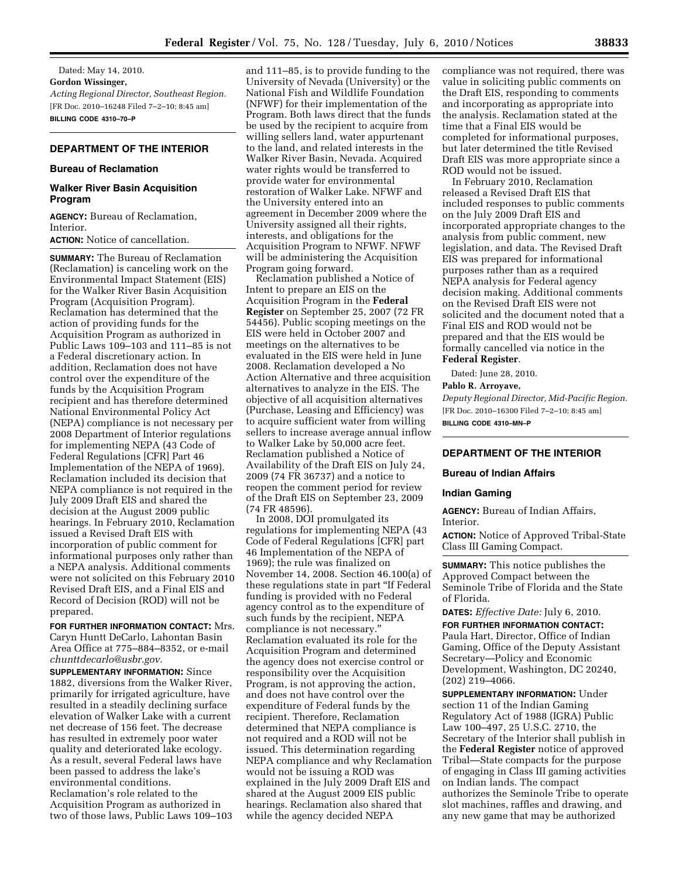Dated: May 14, 2010.

**Gordon Wissinger,**

*Acting Regional Director, Southeast Region.*

[FR Doc. 2010–16248 Filed 7–2–10; 8:45 am]

**BILLING CODE 4310–70–P**

## DEPARTMENT OF THE INTERIOR

### Bureau of Reclamation

### Walker River Basin Acquisition Program

**AGENCY:** Bureau of Reclamation, Interior.

**ACTION:** Notice of cancellation.

**SUMMARY:** The Bureau of Reclamation (Reclamation) is canceling work on the Environmental Impact Statement (EIS) for the Walker River Basin Acquisition Program (Acquisition Program). Reclamation has determined that the action of providing funds for the Acquisition Program as authorized in Public Laws 109–103 and 111–85 is not a Federal discretionary action. In addition, Reclamation does not have control over the expenditure of the funds by the Acquisition Program recipient and has therefore determined National Environmental Policy Act (NEPA) compliance is not necessary per 2008 Department of Interior regulations for implementing NEPA (43 Code of Federal Regulations [CFR] Part 46 Implementation of the NEPA of 1969). Reclamation included its decision that NEPA compliance is not required in the July 2009 Draft EIS and shared the decision at the August 2009 public hearings. In February 2010, Reclamation issued a Revised Draft EIS with incorporation of public comment for informational purposes only rather than a NEPA analysis. Additional comments were not solicited on this February 2010 Revised Draft EIS, and a Final EIS and Record of Decision (ROD) will not be prepared.

**FOR FURTHER INFORMATION CONTACT:** Mrs. Caryn Huntt DeCarlo, Lahontan Basin Area Office at 775–884–8352, or e-mail *chunttdecarlo@usbr.gov.*

**SUPPLEMENTARY INFORMATION:** Since 1882, diversions from the Walker River, primarily for irrigated agriculture, have resulted in a steadily declining surface elevation of Walker Lake with a current net decrease of 156 feet. The decrease has resulted in extremely poor water quality and deteriorated lake ecology. As a result, several Federal laws have been passed to address the lake's environmental conditions. Reclamation's role related to the Acquisition Program as authorized in two of those laws, Public Laws 109–103 and 111–85, is to provide funding to the University of Nevada (University) or the National Fish and Wildlife Foundation (NFWF) for their implementation of the Program. Both laws direct that the funds be used by the recipient to acquire from willing sellers land, water appurtenant to the land, and related interests in the Walker River Basin, Nevada. Acquired water rights would be transferred to provide water for environmental restoration of Walker Lake. NFWF and the University entered into an agreement in December 2009 where the University assigned all their rights, interests, and obligations for the Acquisition Program to NFWF. NFWF will be administering the Acquisition Program going forward.

Reclamation published a Notice of Intent to prepare an EIS on the Acquisition Program in the **Federal Register** on September 25, 2007 (72 FR 54456). Public scoping meetings on the EIS were held in October 2007 and meetings on the alternatives to be evaluated in the EIS were held in June 2008. Reclamation developed a No Action Alternative and three acquisition alternatives to analyze in the EIS. The objective of all acquisition alternatives (Purchase, Leasing and Efficiency) was to acquire sufficient water from willing sellers to increase average annual inflow to Walker Lake by 50,000 acre feet. Reclamation published a Notice of Availability of the Draft EIS on July 24, 2009 (74 FR 36737) and a notice to reopen the comment period for review of the Draft EIS on September 23, 2009 (74 FR 48596).

In 2008, DOI promulgated its regulations for implementing NEPA (43 Code of Federal Regulations [CFR] part 46 Implementation of the NEPA of 1969); the rule was finalized on November 14, 2008. Section 46.100(a) of these regulations state in part "If Federal funding is provided with no Federal agency control as to the expenditure of such funds by the recipient, NEPA compliance is not necessary." Reclamation evaluated its role for the Acquisition Program and determined the agency does not exercise control or responsibility over the Acquisition Program, is not approving the action, and does not have control over the expenditure of Federal funds by the recipient. Therefore, Reclamation determined that NEPA compliance is not required and a ROD will not be issued. This determination regarding NEPA compliance and why Reclamation would not be issuing a ROD was explained in the July 2009 Draft EIS and shared at the August 2009 EIS public hearings. Reclamation also shared that while the agency decided NEPA compliance was not required, there was value in soliciting public comments on the Draft EIS, responding to comments and incorporating as appropriate into the analysis. Reclamation stated at the time that a Final EIS would be completed for informational purposes, but later determined the title Revised Draft EIS was more appropriate since a ROD would not be issued.

In February 2010, Reclamation released a Revised Draft EIS that included responses to public comments on the July 2009 Draft EIS and incorporated appropriate changes to the analysis from public comment, new legislation, and data. The Revised Draft EIS was prepared for informational purposes rather than as a required NEPA analysis for Federal agency decision making. Additional comments on the Revised Draft EIS were not solicited and the document noted that a Final EIS and ROD would not be prepared and that the EIS would be formally cancelled via notice in the **Federal Register**.

Dated: June 28, 2010.

**Pablo R. Arroyave,**

*Deputy Regional Director, Mid-Pacific Region.*

[FR Doc. 2010–16300 Filed 7–2–10; 8:45 am]

**BILLING CODE 4310–MN–P**

## DEPARTMENT OF THE INTERIOR

### Bureau of Indian Affairs

### Indian Gaming

**AGENCY:** Bureau of Indian Affairs, Interior.

**ACTION:** Notice of Approved Tribal-State Class III Gaming Compact.

**SUMMARY:** This notice publishes the Approved Compact between the Seminole Tribe of Florida and the State of Florida.

**DATES:** *Effective Date:* July 6, 2010.

**FOR FURTHER INFORMATION CONTACT:** Paula Hart, Director, Office of Indian Gaming, Office of the Deputy Assistant Secretary—Policy and Economic Development, Washington, DC 20240, (202) 219–4066.

**SUPPLEMENTARY INFORMATION:** Under section 11 of the Indian Gaming Regulatory Act of 1988 (IGRA) Public Law 100–497, 25 U.S.C. 2710, the Secretary of the Interior shall publish in the **Federal Register** notice of approved Tribal—State compacts for the purpose of engaging in Class III gaming activities on Indian lands. The compact authorizes the Seminole Tribe to operate slot machines, raffles and drawing, and any new game that may be authorized